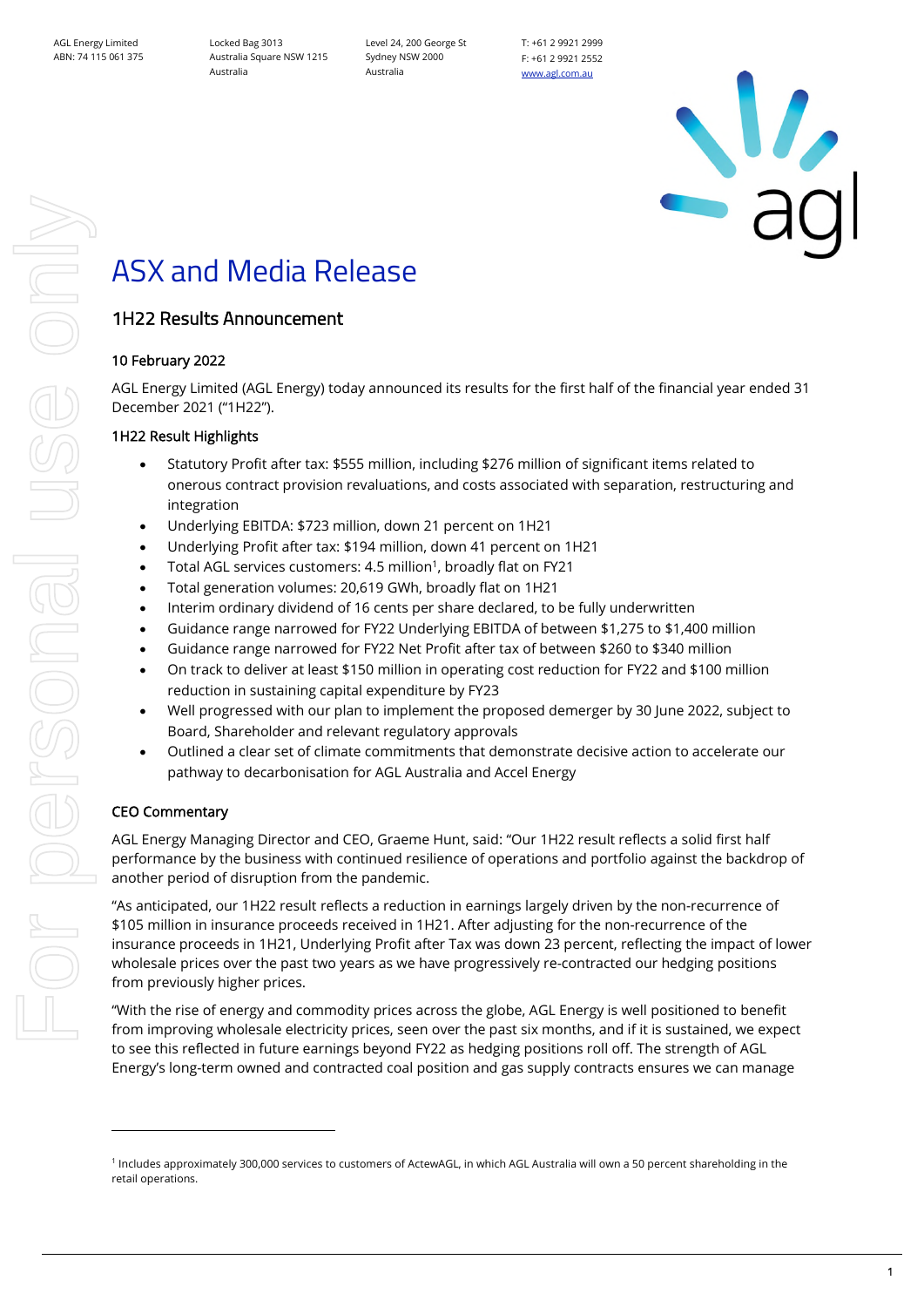AGL Energy Limited
ABN: 74 115 061 375

Locked Bag 3013
Australia Square NSW 1215
Australia

Level 24, 200 George St
Sydney NSW 2000
Australia

T: +61 2 9921 2999
F: +61 2 9921 2552
www.agl.com.au

# ASX and Media Release

## 1H22 Results Announcement

### 10 February 2022

AGL Energy Limited (AGL Energy) today announced its results for the first half of the financial year ended 31 December 2021 ("1H22").

### 1H22 Result Highlights

- Statutory Profit after tax: $555 million, including $276 million of significant items related to onerous contract provision revaluations, and costs associated with separation, restructuring and integration
- Underlying EBITDA: $723 million, down 21 percent on 1H21
- Underlying Profit after tax: $194 million, down 41 percent on 1H21
- Total AGL services customers: 4.5 million[1], broadly flat on FY21
- Total generation volumes: 20,619 GWh, broadly flat on 1H21
- Interim ordinary dividend of 16 cents per share declared, to be fully underwritten
- Guidance range narrowed for FY22 Underlying EBITDA of between $1,275 to $1,400 million
- Guidance range narrowed for FY22 Net Profit after tax of between $260 to $340 million
- On track to deliver at least $150 million in operating cost reduction for FY22 and $100 million reduction in sustaining capital expenditure by FY23
- Well progressed with our plan to implement the proposed demerger by 30 June 2022, subject to Board, Shareholder and relevant regulatory approvals
- Outlined a clear set of climate commitments that demonstrate decisive action to accelerate our pathway to decarbonisation for AGL Australia and Accel Energy

### CEO Commentary

AGL Energy Managing Director and CEO, Graeme Hunt, said: "Our 1H22 result reflects a solid first half performance by the business with continued resilience of operations and portfolio against the backdrop of another period of disruption from the pandemic.

"As anticipated, our 1H22 result reflects a reduction in earnings largely driven by the non-recurrence of $105 million in insurance proceeds received in 1H21. After adjusting for the non-recurrence of the insurance proceeds in 1H21, Underlying Profit after Tax was down 23 percent, reflecting the impact of lower wholesale prices over the past two years as we have progressively re-contracted our hedging positions from previously higher prices.

"With the rise of energy and commodity prices across the globe, AGL Energy is well positioned to benefit from improving wholesale electricity prices, seen over the past six months, and if it is sustained, we expect to see this reflected in future earnings beyond FY22 as hedging positions roll off. The strength of AGL Energy's long-term owned and contracted coal position and gas supply contracts ensures we can manage

[1] Includes approximately 300,000 services to customers of ActewAGL, in which AGL Australia will own a 50 percent shareholding in the retail operations.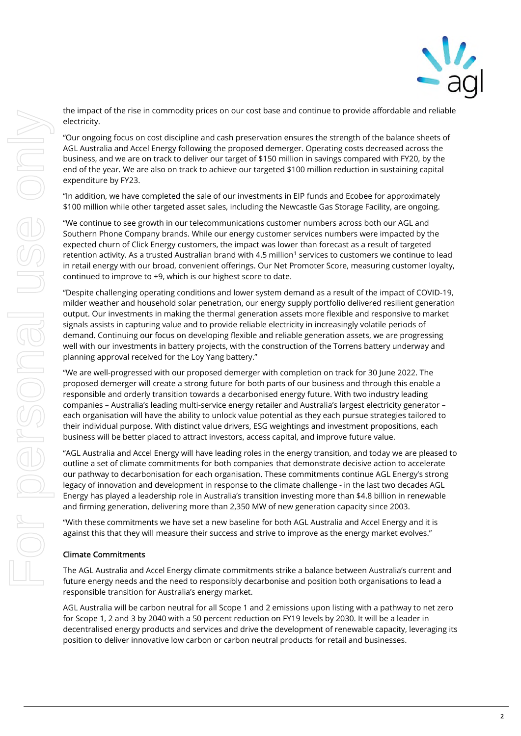the impact of the rise in commodity prices on our cost base and continue to provide affordable and reliable electricity.

"Our ongoing focus on cost discipline and cash preservation ensures the strength of the balance sheets of AGL Australia and Accel Energy following the proposed demerger. Operating costs decreased across the business, and we are on track to deliver our target of $150 million in savings compared with FY20, by the end of the year. We are also on track to achieve our targeted $100 million reduction in sustaining capital expenditure by FY23.

"In addition, we have completed the sale of our investments in EIP funds and Ecobee for approximately $100 million while other targeted asset sales, including the Newcastle Gas Storage Facility, are ongoing.

"We continue to see growth in our telecommunications customer numbers across both our AGL and Southern Phone Company brands. While our energy customer services numbers were impacted by the expected churn of Click Energy customers, the impact was lower than forecast as a result of targeted retention activity. As a trusted Australian brand with 4.5 million[1] services to customers we continue to lead in retail energy with our broad, convenient offerings. Our Net Promoter Score, measuring customer loyalty, continued to improve to +9, which is our highest score to date.

"Despite challenging operating conditions and lower system demand as a result of the impact of COVID-19, milder weather and household solar penetration, our energy supply portfolio delivered resilient generation output. Our investments in making the thermal generation assets more flexible and responsive to market signals assists in capturing value and to provide reliable electricity in increasingly volatile periods of demand. Continuing our focus on developing flexible and reliable generation assets, we are progressing well with our investments in battery projects, with the construction of the Torrens battery underway and planning approval received for the Loy Yang battery."

"We are well-progressed with our proposed demerger with completion on track for 30 June 2022. The proposed demerger will create a strong future for both parts of our business and through this enable a responsible and orderly transition towards a decarbonised energy future. With two industry leading companies – Australia's leading multi-service energy retailer and Australia's largest electricity generator – each organisation will have the ability to unlock value potential as they each pursue strategies tailored to their individual purpose. With distinct value drivers, ESG weightings and investment propositions, each business will be better placed to attract investors, access capital, and improve future value.

"AGL Australia and Accel Energy will have leading roles in the energy transition, and today we are pleased to outline a set of climate commitments for both companies that demonstrate decisive action to accelerate our pathway to decarbonisation for each organisation. These commitments continue AGL Energy's strong legacy of innovation and development in response to the climate challenge - in the last two decades AGL Energy has played a leadership role in Australia's transition investing more than $4.8 billion in renewable and firming generation, delivering more than 2,350 MW of new generation capacity since 2003.

"With these commitments we have set a new baseline for both AGL Australia and Accel Energy and it is against this that they will measure their success and strive to improve as the energy market evolves."

## Climate Commitments

The AGL Australia and Accel Energy climate commitments strike a balance between Australia's current and future energy needs and the need to responsibly decarbonise and position both organisations to lead a responsible transition for Australia's energy market.

AGL Australia will be carbon neutral for all Scope 1 and 2 emissions upon listing with a pathway to net zero for Scope 1, 2 and 3 by 2040 with a 50 percent reduction on FY19 levels by 2030. It will be a leader in decentralised energy products and services and drive the development of renewable capacity, leveraging its position to deliver innovative low carbon or carbon neutral products for retail and businesses.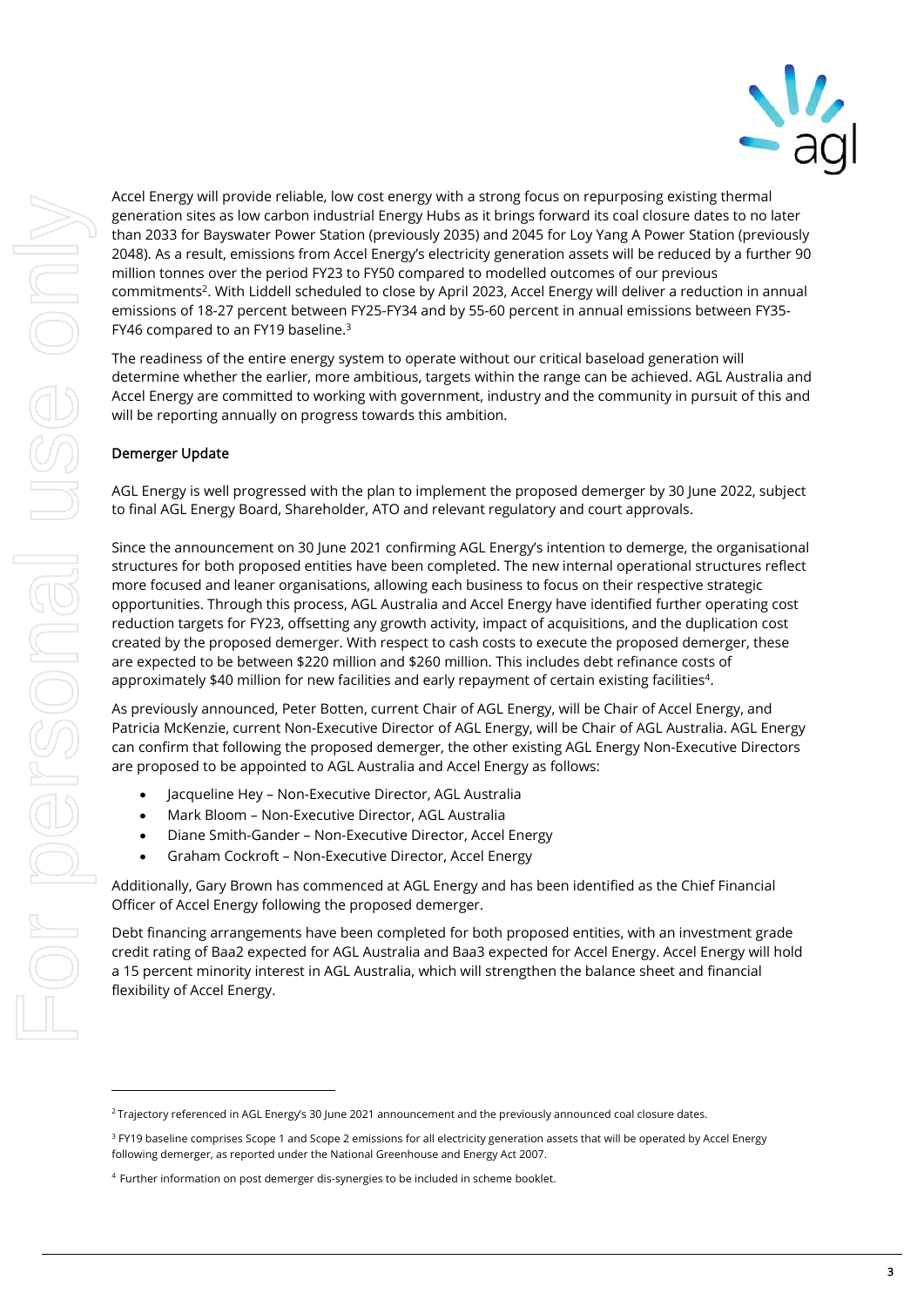Accel Energy will provide reliable, low cost energy with a strong focus on repurposing existing thermal generation sites as low carbon industrial Energy Hubs as it brings forward its coal closure dates to no later than 2033 for Bayswater Power Station (previously 2035) and 2045 for Loy Yang A Power Station (previously 2048). As a result, emissions from Accel Energy's electricity generation assets will be reduced by a further 90 million tonnes over the period FY23 to FY50 compared to modelled outcomes of our previous commitments[2]. With Liddell scheduled to close by April 2023, Accel Energy will deliver a reduction in annual emissions of 18-27 percent between FY25-FY34 and by 55-60 percent in annual emissions between FY35-FY46 compared to an FY19 baseline.[3]

The readiness of the entire energy system to operate without our critical baseload generation will determine whether the earlier, more ambitious, targets within the range can be achieved. AGL Australia and Accel Energy are committed to working with government, industry and the community in pursuit of this and will be reporting annually on progress towards this ambition.

## Demerger Update

AGL Energy is well progressed with the plan to implement the proposed demerger by 30 June 2022, subject to final AGL Energy Board, Shareholder, ATO and relevant regulatory and court approvals.

Since the announcement on 30 June 2021 confirming AGL Energy's intention to demerge, the organisational structures for both proposed entities have been completed. The new internal operational structures reflect more focused and leaner organisations, allowing each business to focus on their respective strategic opportunities. Through this process, AGL Australia and Accel Energy have identified further operating cost reduction targets for FY23, offsetting any growth activity, impact of acquisitions, and the duplication cost created by the proposed demerger. With respect to cash costs to execute the proposed demerger, these are expected to be between $220 million and $260 million. This includes debt refinance costs of approximately $40 million for new facilities and early repayment of certain existing facilities[4].

As previously announced, Peter Botten, current Chair of AGL Energy, will be Chair of Accel Energy, and Patricia McKenzie, current Non-Executive Director of AGL Energy, will be Chair of AGL Australia. AGL Energy can confirm that following the proposed demerger, the other existing AGL Energy Non-Executive Directors are proposed to be appointed to AGL Australia and Accel Energy as follows:

- Jacqueline Hey – Non-Executive Director, AGL Australia
- Mark Bloom – Non-Executive Director, AGL Australia
- Diane Smith-Gander – Non-Executive Director, Accel Energy
- Graham Cockroft – Non-Executive Director, Accel Energy

Additionally, Gary Brown has commenced at AGL Energy and has been identified as the Chief Financial Officer of Accel Energy following the proposed demerger.

Debt financing arrangements have been completed for both proposed entities, with an investment grade credit rating of Baa2 expected for AGL Australia and Baa3 expected for Accel Energy. Accel Energy will hold a 15 percent minority interest in AGL Australia, which will strengthen the balance sheet and financial flexibility of Accel Energy.

---

[2] Trajectory referenced in AGL Energy's 30 June 2021 announcement and the previously announced coal closure dates.

[3] FY19 baseline comprises Scope 1 and Scope 2 emissions for all electricity generation assets that will be operated by Accel Energy following demerger, as reported under the National Greenhouse and Energy Act 2007.

[4] Further information on post demerger dis-synergies to be included in scheme booklet.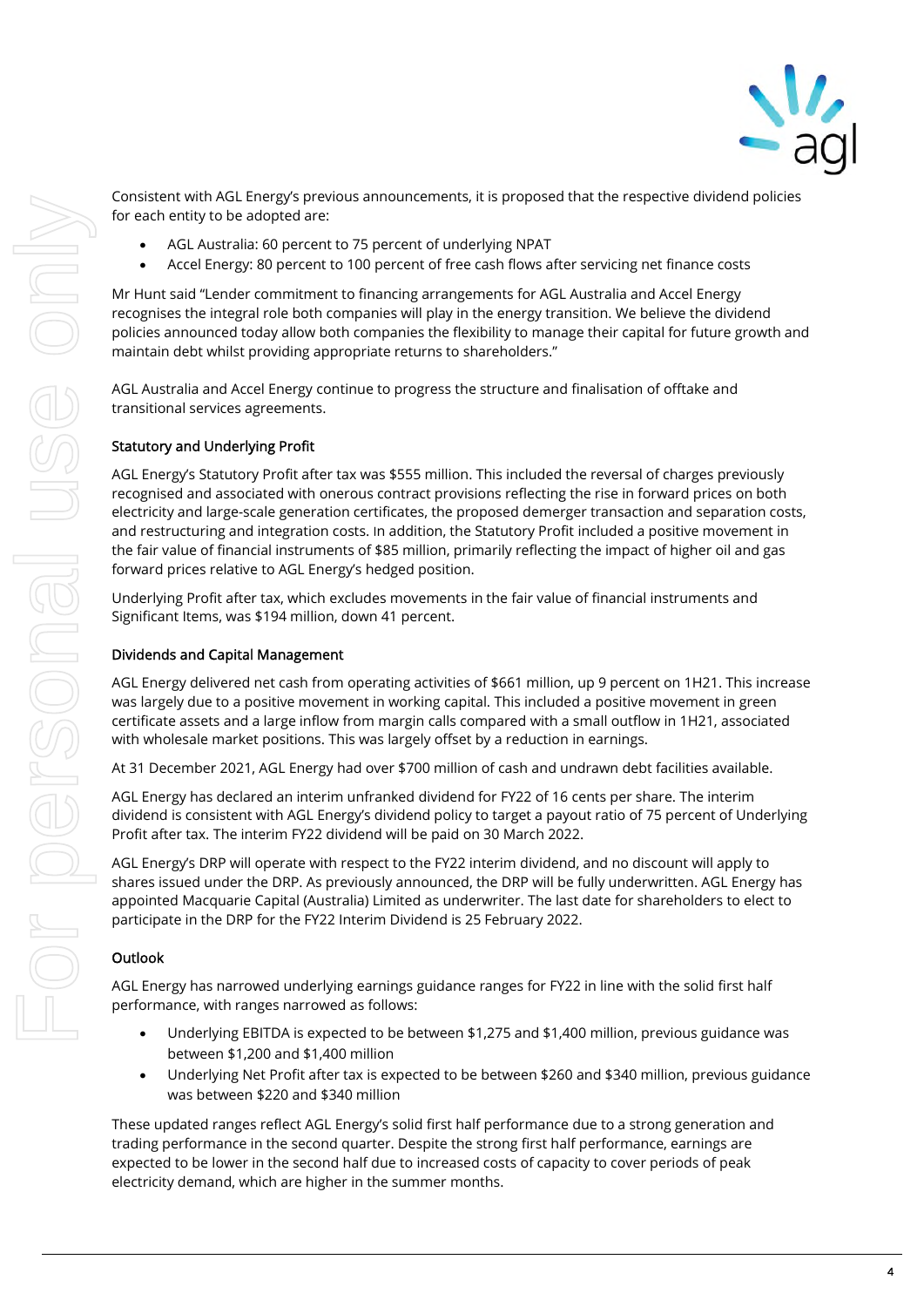Consistent with AGL Energy's previous announcements, it is proposed that the respective dividend policies for each entity to be adopted are:

- AGL Australia: 60 percent to 75 percent of underlying NPAT
- Accel Energy: 80 percent to 100 percent of free cash flows after servicing net finance costs

Mr Hunt said "Lender commitment to financing arrangements for AGL Australia and Accel Energy recognises the integral role both companies will play in the energy transition. We believe the dividend policies announced today allow both companies the flexibility to manage their capital for future growth and maintain debt whilst providing appropriate returns to shareholders."

AGL Australia and Accel Energy continue to progress the structure and finalisation of offtake and transitional services agreements.

### Statutory and Underlying Profit

AGL Energy's Statutory Profit after tax was $555 million. This included the reversal of charges previously recognised and associated with onerous contract provisions reflecting the rise in forward prices on both electricity and large-scale generation certificates, the proposed demerger transaction and separation costs, and restructuring and integration costs. In addition, the Statutory Profit included a positive movement in the fair value of financial instruments of $85 million, primarily reflecting the impact of higher oil and gas forward prices relative to AGL Energy's hedged position.

Underlying Profit after tax, which excludes movements in the fair value of financial instruments and Significant Items, was $194 million, down 41 percent.

### Dividends and Capital Management

AGL Energy delivered net cash from operating activities of $661 million, up 9 percent on 1H21. This increase was largely due to a positive movement in working capital. This included a positive movement in green certificate assets and a large inflow from margin calls compared with a small outflow in 1H21, associated with wholesale market positions. This was largely offset by a reduction in earnings.

At 31 December 2021, AGL Energy had over $700 million of cash and undrawn debt facilities available.

AGL Energy has declared an interim unfranked dividend for FY22 of 16 cents per share. The interim dividend is consistent with AGL Energy's dividend policy to target a payout ratio of 75 percent of Underlying Profit after tax. The interim FY22 dividend will be paid on 30 March 2022.

AGL Energy's DRP will operate with respect to the FY22 interim dividend, and no discount will apply to shares issued under the DRP. As previously announced, the DRP will be fully underwritten. AGL Energy has appointed Macquarie Capital (Australia) Limited as underwriter. The last date for shareholders to elect to participate in the DRP for the FY22 Interim Dividend is 25 February 2022.

### Outlook

AGL Energy has narrowed underlying earnings guidance ranges for FY22 in line with the solid first half performance, with ranges narrowed as follows:

- Underlying EBITDA is expected to be between $1,275 and $1,400 million, previous guidance was between $1,200 and $1,400 million
- Underlying Net Profit after tax is expected to be between $260 and $340 million, previous guidance was between $220 and $340 million

These updated ranges reflect AGL Energy's solid first half performance due to a strong generation and trading performance in the second quarter. Despite the strong first half performance, earnings are expected to be lower in the second half due to increased costs of capacity to cover periods of peak electricity demand, which are higher in the summer months.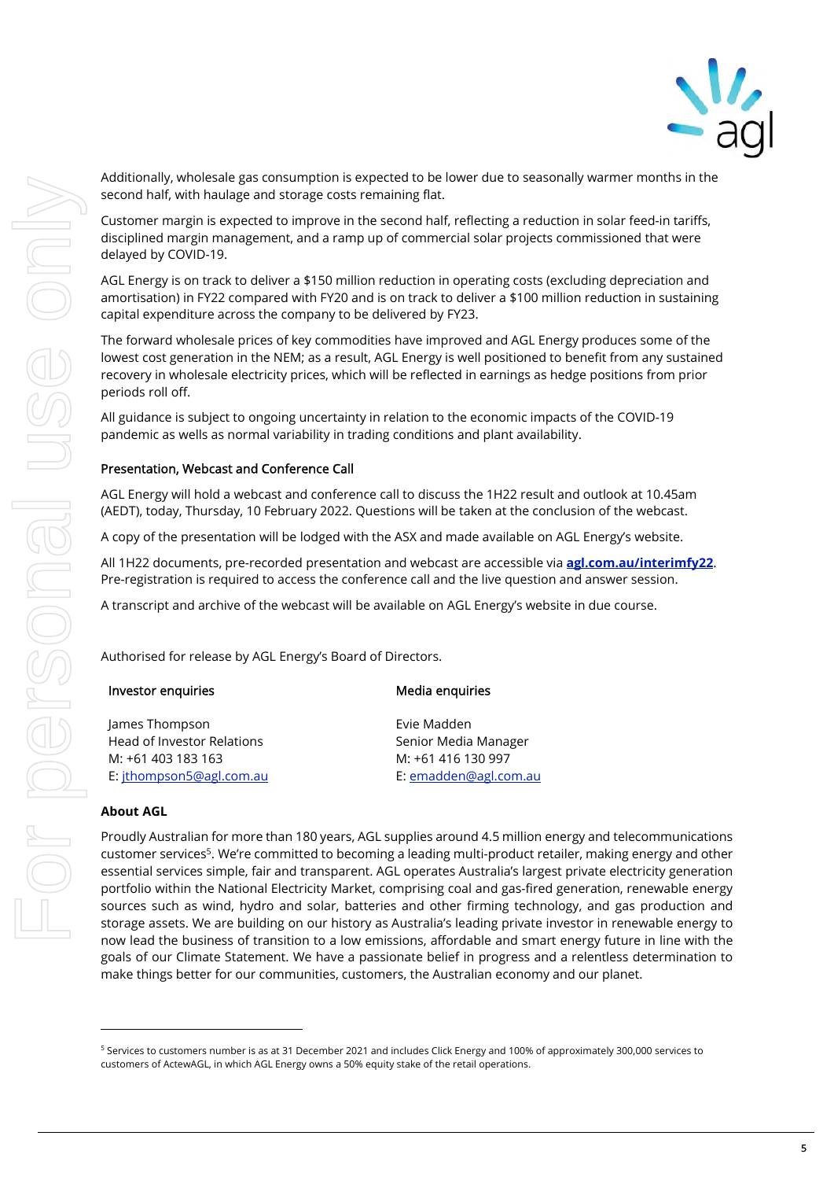Additionally, wholesale gas consumption is expected to be lower due to seasonally warmer months in the second half, with haulage and storage costs remaining flat.

Customer margin is expected to improve in the second half, reflecting a reduction in solar feed-in tariffs, disciplined margin management, and a ramp up of commercial solar projects commissioned that were delayed by COVID-19.

AGL Energy is on track to deliver a $150 million reduction in operating costs (excluding depreciation and amortisation) in FY22 compared with FY20 and is on track to deliver a $100 million reduction in sustaining capital expenditure across the company to be delivered by FY23.

The forward wholesale prices of key commodities have improved and AGL Energy produces some of the lowest cost generation in the NEM; as a result, AGL Energy is well positioned to benefit from any sustained recovery in wholesale electricity prices, which will be reflected in earnings as hedge positions from prior periods roll off.

All guidance is subject to ongoing uncertainty in relation to the economic impacts of the COVID-19 pandemic as wells as normal variability in trading conditions and plant availability.

### Presentation, Webcast and Conference Call

AGL Energy will hold a webcast and conference call to discuss the 1H22 result and outlook at 10.45am (AEDT), today, Thursday, 10 February 2022. Questions will be taken at the conclusion of the webcast.

A copy of the presentation will be lodged with the ASX and made available on AGL Energy's website.

All 1H22 documents, pre-recorded presentation and webcast are accessible via **agl.com.au/interimfy22**. Pre-registration is required to access the conference call and the live question and answer session.

A transcript and archive of the webcast will be available on AGL Energy's website in due course.

Authorised for release by AGL Energy's Board of Directors.

**Investor enquiries**

James Thompson
Head of Investor Relations
M: +61 403 183 163
E: jthompson5@agl.com.au

**Media enquiries**

Evie Madden
Senior Media Manager
M: +61 416 130 997
E: emadden@agl.com.au

### About AGL

Proudly Australian for more than 180 years, AGL supplies around 4.5 million energy and telecommunications customer services[5]. We're committed to becoming a leading multi-product retailer, making energy and other essential services simple, fair and transparent. AGL operates Australia's largest private electricity generation portfolio within the National Electricity Market, comprising coal and gas-fired generation, renewable energy sources such as wind, hydro and solar, batteries and other firming technology, and gas production and storage assets. We are building on our history as Australia's leading private investor in renewable energy to now lead the business of transition to a low emissions, affordable and smart energy future in line with the goals of our Climate Statement. We have a passionate belief in progress and a relentless determination to make things better for our communities, customers, the Australian economy and our planet.

[5] Services to customers number is as at 31 December 2021 and includes Click Energy and 100% of approximately 300,000 services to customers of ActewAGL, in which AGL Energy owns a 50% equity stake of the retail operations.